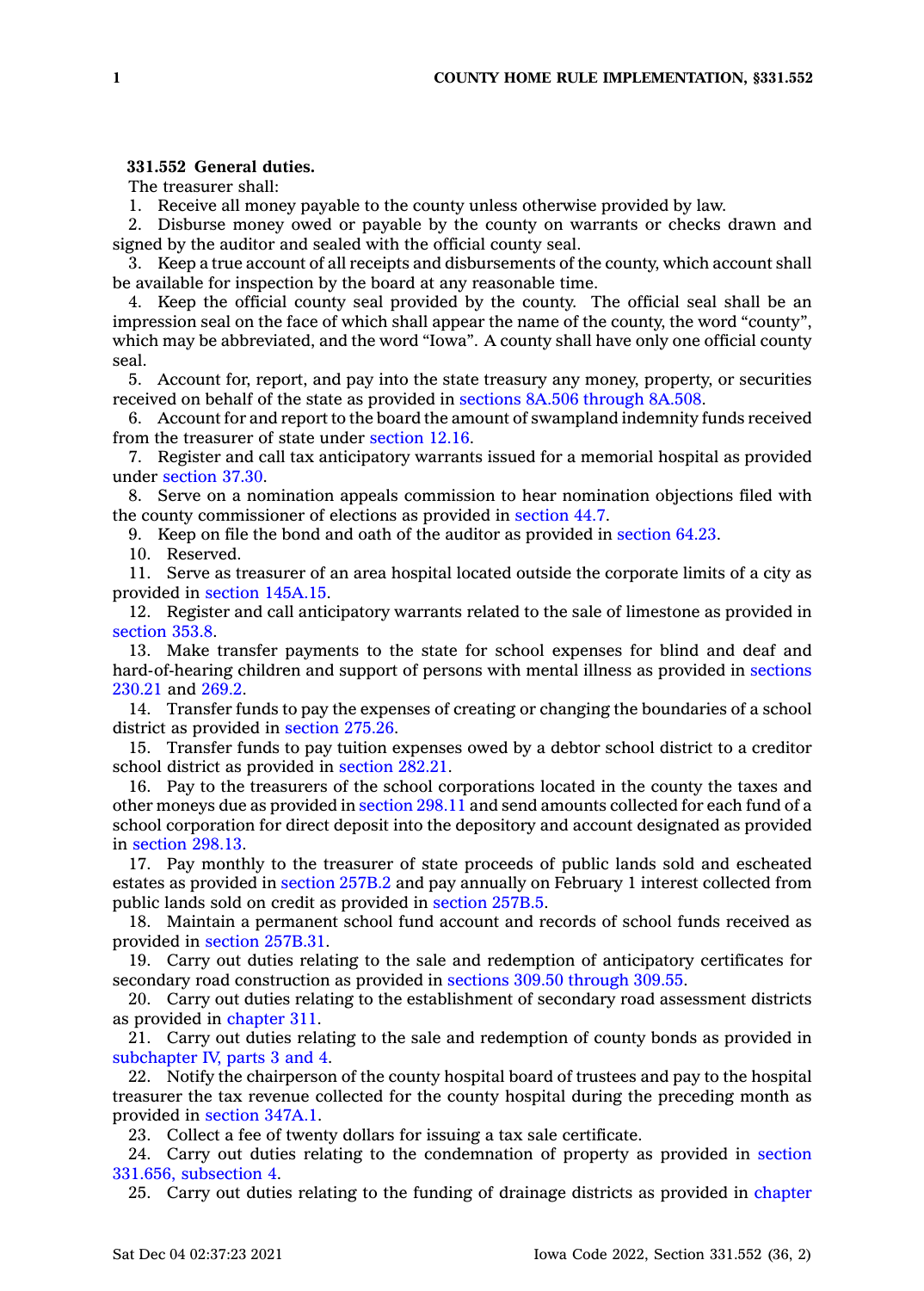**331.552 General duties.**

The treasurer shall:

1. Receive all money payable to the county unless otherwise provided by law.
2. Disburse money owed or payable by the county on warrants or checks drawn and signed by the auditor and sealed with the official county seal.
3. Keep a true account of all receipts and disbursements of the county, which account shall be available for inspection by the board at any reasonable time.
4. Keep the official county seal provided by the county. The official seal shall be an impression seal on the face of which shall appear the name of the county, the word "county", which may be abbreviated, and the word "Iowa". A county shall have only one official county seal.
5. Account for, report, and pay into the state treasury any money, property, or securities received on behalf of the state as provided in sections 8A.506 through 8A.508.
6. Account for and report to the board the amount of swampland indemnity funds received from the treasurer of state under section 12.16.
7. Register and call tax anticipatory warrants issued for a memorial hospital as provided under section 37.30.
8. Serve on a nomination appeals commission to hear nomination objections filed with the county commissioner of elections as provided in section 44.7.
9. Keep on file the bond and oath of the auditor as provided in section 64.23.
10. Reserved.
11. Serve as treasurer of an area hospital located outside the corporate limits of a city as provided in section 145A.15.
12. Register and call anticipatory warrants related to the sale of limestone as provided in section 353.8.
13. Make transfer payments to the state for school expenses for blind and deaf and hard-of-hearing children and support of persons with mental illness as provided in sections 230.21 and 269.2.
14. Transfer funds to pay the expenses of creating or changing the boundaries of a school district as provided in section 275.26.
15. Transfer funds to pay tuition expenses owed by a debtor school district to a creditor school district as provided in section 282.21.
16. Pay to the treasurers of the school corporations located in the county the taxes and other moneys due as provided in section 298.11 and send amounts collected for each fund of a school corporation for direct deposit into the depository and account designated as provided in section 298.13.
17. Pay monthly to the treasurer of state proceeds of public lands sold and escheated estates as provided in section 257B.2 and pay annually on February 1 interest collected from public lands sold on credit as provided in section 257B.5.
18. Maintain a permanent school fund account and records of school funds received as provided in section 257B.31.
19. Carry out duties relating to the sale and redemption of anticipatory certificates for secondary road construction as provided in sections 309.50 through 309.55.
20. Carry out duties relating to the establishment of secondary road assessment districts as provided in chapter 311.
21. Carry out duties relating to the sale and redemption of county bonds as provided in subchapter IV, parts 3 and 4.
22. Notify the chairperson of the county hospital board of trustees and pay to the hospital treasurer the tax revenue collected for the county hospital during the preceding month as provided in section 347A.1.
23. Collect a fee of twenty dollars for issuing a tax sale certificate.
24. Carry out duties relating to the condemnation of property as provided in section 331.656, subsection 4.
25. Carry out duties relating to the funding of drainage districts as provided in chapter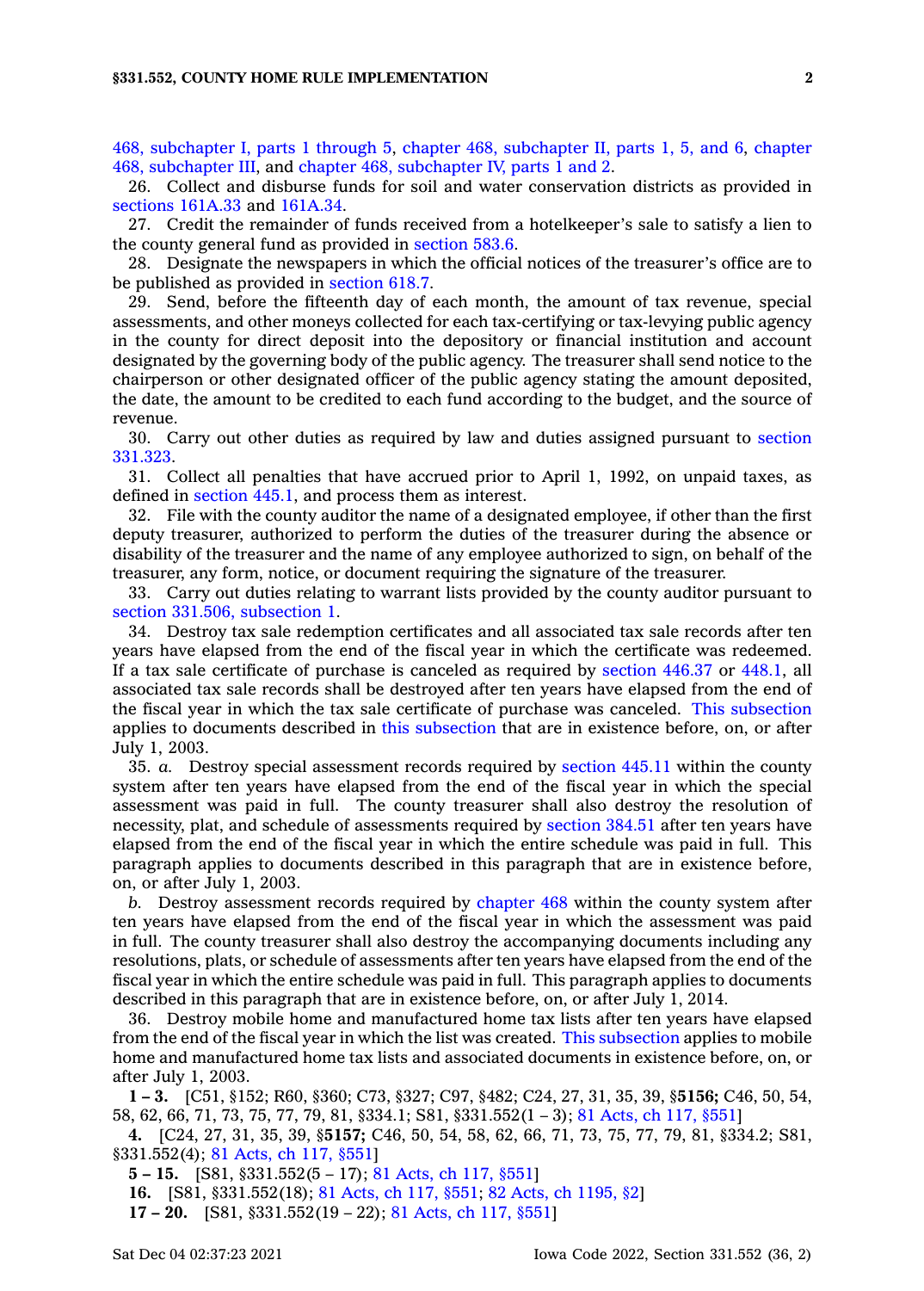468, subchapter I, parts 1 through 5, chapter 468, subchapter II, parts 1, 5, and 6, chapter 468, subchapter III, and chapter 468, subchapter IV, parts 1 and 2.

26. Collect and disburse funds for soil and water conservation districts as provided in sections 161A.33 and 161A.34.

27. Credit the remainder of funds received from a hotelkeeper's sale to satisfy a lien to the county general fund as provided in section 583.6.

28. Designate the newspapers in which the official notices of the treasurer's office are to be published as provided in section 618.7.

29. Send, before the fifteenth day of each month, the amount of tax revenue, special assessments, and other moneys collected for each tax-certifying or tax-levying public agency in the county for direct deposit into the depository or financial institution and account designated by the governing body of the public agency. The treasurer shall send notice to the chairperson or other designated officer of the public agency stating the amount deposited, the date, the amount to be credited to each fund according to the budget, and the source of revenue.

30. Carry out other duties as required by law and duties assigned pursuant to section 331.323.

31. Collect all penalties that have accrued prior to April 1, 1992, on unpaid taxes, as defined in section 445.1, and process them as interest.

32. File with the county auditor the name of a designated employee, if other than the first deputy treasurer, authorized to perform the duties of the treasurer during the absence or disability of the treasurer and the name of any employee authorized to sign, on behalf of the treasurer, any form, notice, or document requiring the signature of the treasurer.

33. Carry out duties relating to warrant lists provided by the county auditor pursuant to section 331.506, subsection 1.

34. Destroy tax sale redemption certificates and all associated tax sale records after ten years have elapsed from the end of the fiscal year in which the certificate was redeemed. If a tax sale certificate of purchase is canceled as required by section 446.37 or 448.1, all associated tax sale records shall be destroyed after ten years have elapsed from the end of the fiscal year in which the tax sale certificate of purchase was canceled. This subsection applies to documents described in this subsection that are in existence before, on, or after July 1, 2003.

35. *a.* Destroy special assessment records required by section 445.11 within the county system after ten years have elapsed from the end of the fiscal year in which the special assessment was paid in full. The county treasurer shall also destroy the resolution of necessity, plat, and schedule of assessments required by section 384.51 after ten years have elapsed from the end of the fiscal year in which the entire schedule was paid in full. This paragraph applies to documents described in this paragraph that are in existence before, on, or after July 1, 2003.

*b.* Destroy assessment records required by chapter 468 within the county system after ten years have elapsed from the end of the fiscal year in which the assessment was paid in full. The county treasurer shall also destroy the accompanying documents including any resolutions, plats, or schedule of assessments after ten years have elapsed from the end of the fiscal year in which the entire schedule was paid in full. This paragraph applies to documents described in this paragraph that are in existence before, on, or after July 1, 2014.

36. Destroy mobile home and manufactured home tax lists after ten years have elapsed from the end of the fiscal year in which the list was created. This subsection applies to mobile home and manufactured home tax lists and associated documents in existence before, on, or after July 1, 2003.

**1 – 3.** [C51, §152; R60, §360; C73, §327; C97, §482; C24, 27, 31, 35, 39, §**5156;** C46, 50, 54, 58, 62, 66, 71, 73, 75, 77, 79, 81, §334.1; S81, §331.552(1 – 3); 81 Acts, ch 117, §551]

**4.** [C24, 27, 31, 35, 39, §**5157;** C46, 50, 54, 58, 62, 66, 71, 73, 75, 77, 79, 81, §334.2; S81, §331.552(4); 81 Acts, ch 117, §551]

**5 – 15.** [S81, §331.552(5 – 17); 81 Acts, ch 117, §551]

**16.** [S81, §331.552(18); 81 Acts, ch 117, §551; 82 Acts, ch 1195, §2]

**17 – 20.** [S81, §331.552(19 – 22); 81 Acts, ch 117, §551]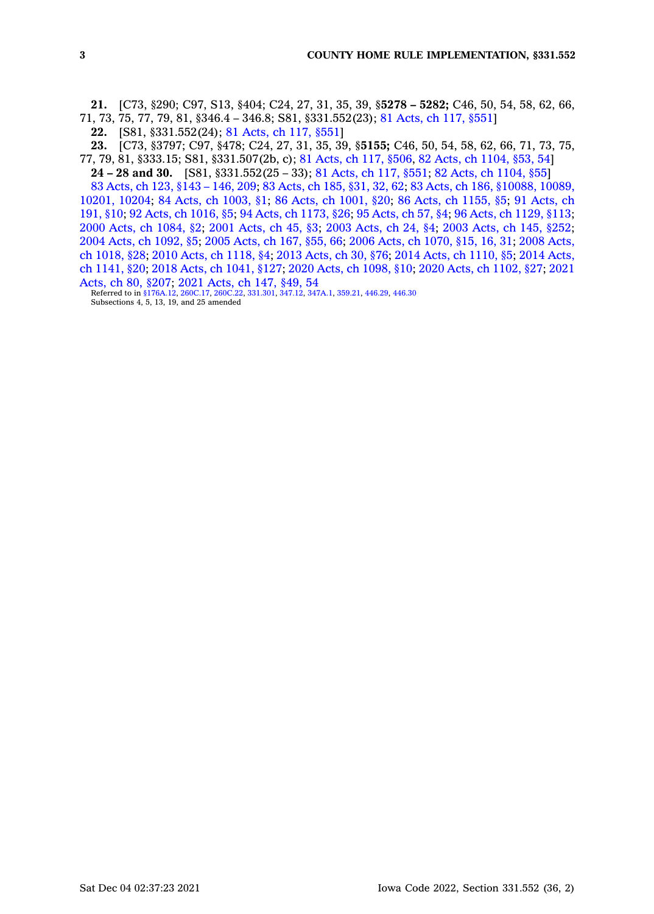**21.** [C73, §290; C97, S13, §404; C24, 27, 31, 35, 39, §**5278 – 5282;** C46, 50, 54, 58, 62, 66, 71, 73, 75, 77, 79, 81, §346.4 – 346.8; S81, §331.552(23); 81 Acts, ch 117, §551]

**22.** [S81, §331.552(24); 81 Acts, ch 117, §551]

**23.** [C73, §3797; C97, §478; C24, 27, 31, 35, 39, §**5155;** C46, 50, 54, 58, 62, 66, 71, 73, 75, 77, 79, 81, §333.15; S81, §331.507(2b, c); 81 Acts, ch 117, §506, 82 Acts, ch 1104, §53, 54]

**24 – 28 and 30.** [S81, §331.552(25 – 33); 81 Acts, ch 117, §551; 82 Acts, ch 1104, §55]

83 Acts, ch 123, §143 – 146, 209; 83 Acts, ch 185, §31, 32, 62; 83 Acts, ch 186, §10088, 10089, 10201, 10204; 84 Acts, ch 1003, §1; 86 Acts, ch 1001, §20; 86 Acts, ch 1155, §5; 91 Acts, ch 191, §10; 92 Acts, ch 1016, §5; 94 Acts, ch 1173, §26; 95 Acts, ch 57, §4; 96 Acts, ch 1129, §113; 2000 Acts, ch 1084, §2; 2001 Acts, ch 45, §3; 2003 Acts, ch 24, §4; 2003 Acts, ch 145, §252; 2004 Acts, ch 1092, §5; 2005 Acts, ch 167, §55, 66; 2006 Acts, ch 1070, §15, 16, 31; 2008 Acts, ch 1018, §28; 2010 Acts, ch 1118, §4; 2013 Acts, ch 30, §76; 2014 Acts, ch 1110, §5; 2014 Acts, ch 1141, §20; 2018 Acts, ch 1041, §127; 2020 Acts, ch 1098, §10; 2020 Acts, ch 1102, §27; 2021 Acts, ch 80, §207; 2021 Acts, ch 147, §49, 54

Referred to in §176A.12, 260C.17, 260C.22, 331.301, 347.12, 347A.1, 359.21, 446.29, 446.30

Subsections 4, 5, 13, 19, and 25 amended